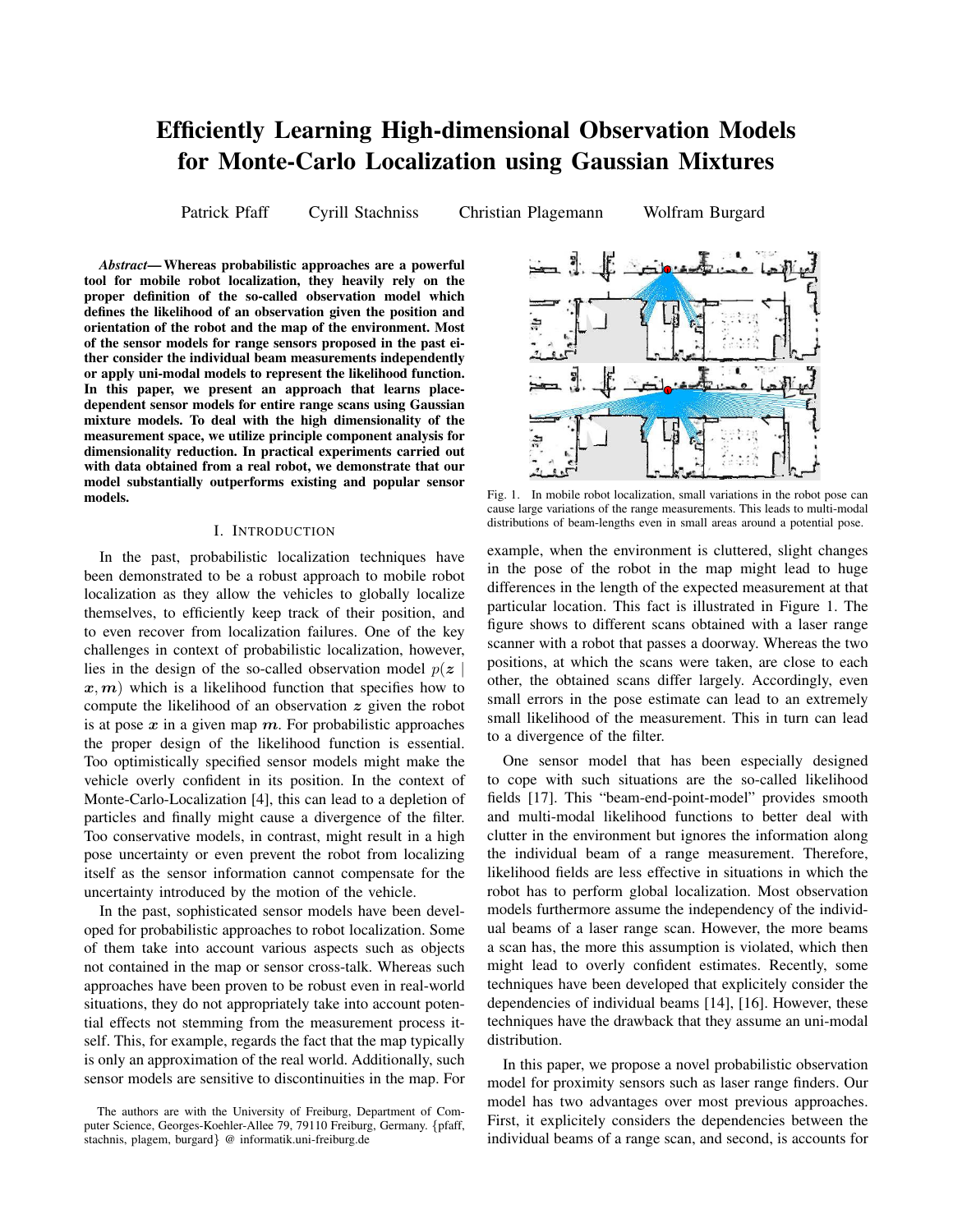# Efficiently Learning High-dimensional Observation Models for Monte-Carlo Localization using Gaussian Mixtures

Patrick Pfaff    Cyrill Stachniss    Christian Plagemann    Wolfram Burgard

***Abstract*— Whereas probabilistic approaches are a powerful tool for mobile robot localization, they heavily rely on the proper definition of the so-called observation model which defines the likelihood of an observation given the position and orientation of the robot and the map of the environment. Most of the sensor models for range sensors proposed in the past either consider the individual beam measurements independently or apply uni-modal models to represent the likelihood function. In this paper, we present an approach that learns place-dependent sensor models for entire range scans using Gaussian mixture models. To deal with the high dimensionality of the measurement space, we utilize principle component analysis for dimensionality reduction. In practical experiments carried out with data obtained from a real robot, we demonstrate that our model substantially outperforms existing and popular sensor models.**

## I. Introduction

In the past, probabilistic localization techniques have been demonstrated to be a robust approach to mobile robot localization as they allow the vehicles to globally localize themselves, to efficiently keep track of their position, and to even recover from localization failures. One of the key challenges in context of probabilistic localization, however, lies in the design of the so-called observation model $p(\boldsymbol{z} \mid \boldsymbol{x}, \boldsymbol{m})$ which is a likelihood function that specifies how to compute the likelihood of an observation $\boldsymbol{z}$ given the robot is at pose $\boldsymbol{x}$ in a given map $\boldsymbol{m}$. For probabilistic approaches the proper design of the likelihood function is essential. Too optimistically specified sensor models might make the vehicle overly confident in its position. In the context of Monte-Carlo-Localization [4], this can lead to a depletion of particles and finally might cause a divergence of the filter. Too conservative models, in contrast, might result in a high pose uncertainty or even prevent the robot from localizing itself as the sensor information cannot compensate for the uncertainty introduced by the motion of the vehicle.

In the past, sophisticated sensor models have been developed for probabilistic approaches to robot localization. Some of them take into account various aspects such as objects not contained in the map or sensor cross-talk. Whereas such approaches have been proven to be robust even in real-world situations, they do not appropriately take into account potential effects not stemming from the measurement process itself. This, for example, regards the fact that the map typically is only an approximation of the real world. Additionally, such sensor models are sensitive to discontinuities in the map. For example, when the environment is cluttered, slight changes in the pose of the robot in the map might lead to huge differences in the length of the expected measurement at that particular location. This fact is illustrated in Figure 1. The figure shows to different scans obtained with a laser range scanner with a robot that passes a doorway. Whereas the two positions, at which the scans were taken, are close to each other, the obtained scans differ largely. Accordingly, even small errors in the pose estimate can lead to an extremely small likelihood of the measurement. This in turn can lead to a divergence of the filter.

Fig. 1. In mobile robot localization, small variations in the robot pose can cause large variations of the range measurements. This leads to multi-modal distributions of beam-lengths even in small areas around a potential pose.

One sensor model that has been especially designed to cope with such situations are the so-called likelihood fields [17]. This "beam-end-point-model" provides smooth and multi-modal likelihood functions to better deal with clutter in the environment but ignores the information along the individual beam of a range measurement. Therefore, likelihood fields are less effective in situations in which the robot has to perform global localization. Most observation models furthermore assume the independency of the individual beams of a laser range scan. However, the more beams a scan has, the more this assumption is violated, which then might lead to overly confident estimates. Recently, some techniques have been developed that explicitely consider the dependencies of individual beams [14], [16]. However, these techniques have the drawback that they assume an uni-modal distribution.

In this paper, we propose a novel probabilistic observation model for proximity sensors such as laser range finders. Our model has two advantages over most previous approaches. First, it explicitely considers the dependencies between the individual beams of a range scan, and second, is accounts for

The authors are with the University of Freiburg, Department of Computer Science, Georges-Koehler-Allee 79, 79110 Freiburg, Germany. {pfaff, stachnis, plagem, burgard} @ informatik.uni-freiburg.de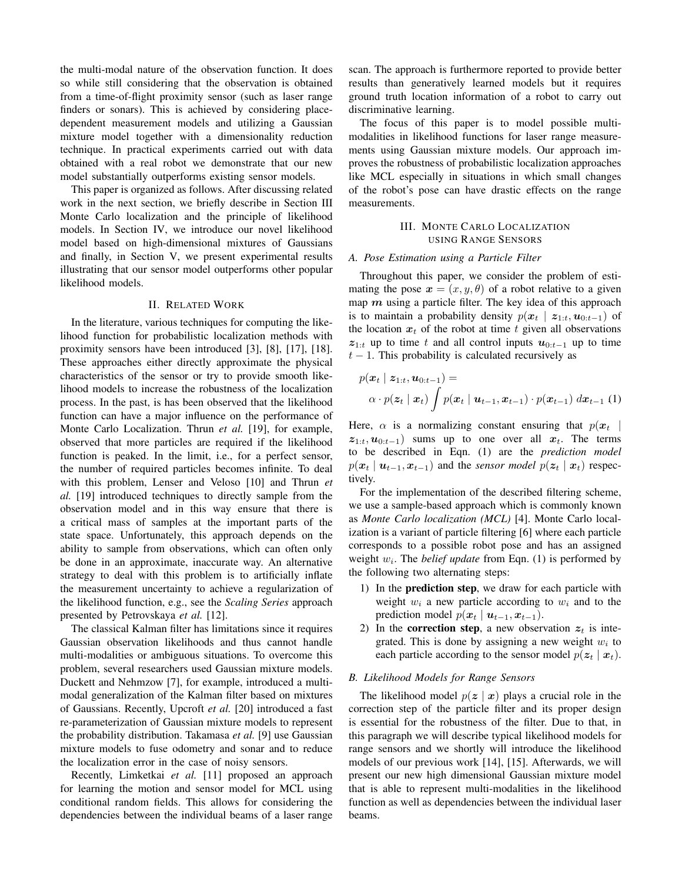the multi-modal nature of the observation function. It does so while still considering that the observation is obtained from a time-of-flight proximity sensor (such as laser range finders or sonars). This is achieved by considering place-dependent measurement models and utilizing a Gaussian mixture model together with a dimensionality reduction technique. In practical experiments carried out with data obtained with a real robot we demonstrate that our new model substantially outperforms existing sensor models.

This paper is organized as follows. After discussing related work in the next section, we briefly describe in Section III Monte Carlo localization and the principle of likelihood models. In Section IV, we introduce our novel likelihood model based on high-dimensional mixtures of Gaussians and finally, in Section V, we present experimental results illustrating that our sensor model outperforms other popular likelihood models.

## II. Related Work

In the literature, various techniques for computing the likelihood function for probabilistic localization methods with proximity sensors have been introduced [3], [8], [17], [18]. These approaches either directly approximate the physical characteristics of the sensor or try to provide smooth likelihood models to increase the robustness of the localization process. In the past, is has been observed that the likelihood function can have a major influence on the performance of Monte Carlo Localization. Thrun *et al.* [19], for example, observed that more particles are required if the likelihood function is peaked. In the limit, i.e., for a perfect sensor, the number of required particles becomes infinite. To deal with this problem, Lenser and Veloso [10] and Thrun *et al.* [19] introduced techniques to directly sample from the observation model and in this way ensure that there is a critical mass of samples at the important parts of the state space. Unfortunately, this approach depends on the ability to sample from observations, which can often only be done in an approximate, inaccurate way. An alternative strategy to deal with this problem is to artificially inflate the measurement uncertainty to achieve a regularization of the likelihood function, e.g., see the *Scaling Series* approach presented by Petrovskaya *et al.* [12].

The classical Kalman filter has limitations since it requires Gaussian observation likelihoods and thus cannot handle multi-modalities or ambiguous situations. To overcome this problem, several researchers used Gaussian mixture models. Duckett and Nehmzow [7], for example, introduced a multi-modal generalization of the Kalman filter based on mixtures of Gaussians. Recently, Upcroft *et al.* [20] introduced a fast re-parameterization of Gaussian mixture models to represent the probability distribution. Takamasa *et al.* [9] use Gaussian mixture models to fuse odometry and sonar and to reduce the localization error in the case of noisy sensors.

Recently, Limketkai *et al.* [11] proposed an approach for learning the motion and sensor model for MCL using conditional random fields. This allows for considering the dependencies between the individual beams of a laser range scan. The approach is furthermore reported to provide better results than generatively learned models but it requires ground truth location information of a robot to carry out discriminative learning.

The focus of this paper is to model possible multi-modalities in likelihood functions for laser range measurements using Gaussian mixture models. Our approach improves the robustness of probabilistic localization approaches like MCL especially in situations in which small changes of the robot's pose can have drastic effects on the range measurements.

## III. Monte Carlo Localization using Range Sensors

### A. Pose Estimation using a Particle Filter

Throughout this paper, we consider the problem of estimating the pose $\boldsymbol{x} = (x, y, \theta)$ of a robot relative to a given map $\boldsymbol{m}$ using a particle filter. The key idea of this approach is to maintain a probability density $p(\boldsymbol{x}_t \mid \boldsymbol{z}_{1:t}, \boldsymbol{u}_{0:t-1})$ of the location $\boldsymbol{x}_t$ of the robot at time $t$ given all observations $\boldsymbol{z}_{1:t}$ up to time $t$ and all control inputs $\boldsymbol{u}_{0:t-1}$ up to time $t-1$. This probability is calculated recursively as

$$p(\boldsymbol{x}_t \mid \boldsymbol{z}_{1:t}, \boldsymbol{u}_{0:t-1}) = \alpha \cdot p(\boldsymbol{z}_t \mid \boldsymbol{x}_t) \int p(\boldsymbol{x}_t \mid \boldsymbol{u}_{t-1}, \boldsymbol{x}_{t-1}) \cdot p(\boldsymbol{x}_{t-1}) \, d\boldsymbol{x}_{t-1} \quad (1)$$

Here, $\alpha$ is a normalizing constant ensuring that $p(\boldsymbol{x}_t \mid \boldsymbol{z}_{1:t}, \boldsymbol{u}_{0:t-1})$ sums up to one over all $\boldsymbol{x}_t$. The terms to be described in Eqn. (1) are the *prediction model* $p(\boldsymbol{x}_t \mid \boldsymbol{u}_{t-1}, \boldsymbol{x}_{t-1})$ and the *sensor model* $p(\boldsymbol{z}_t \mid \boldsymbol{x}_t)$ respectively.

For the implementation of the described filtering scheme, we use a sample-based approach which is commonly known as *Monte Carlo localization (MCL)* [4]. Monte Carlo localization is a variant of particle filtering [6] where each particle corresponds to a possible robot pose and has an assigned weight $w_i$. The *belief update* from Eqn. (1) is performed by the following two alternating steps:

1) In the **prediction step**, we draw for each particle with weight $w_i$ a new particle according to $w_i$ and to the prediction model $p(\boldsymbol{x}_t \mid \boldsymbol{u}_{t-1}, \boldsymbol{x}_{t-1})$.
2) In the **correction step**, a new observation $\boldsymbol{z}_t$ is integrated. This is done by assigning a new weight $w_i$ to each particle according to the sensor model $p(\boldsymbol{z}_t \mid \boldsymbol{x}_t)$.

### B. Likelihood Models for Range Sensors

The likelihood model $p(\boldsymbol{z} \mid \boldsymbol{x})$ plays a crucial role in the correction step of the particle filter and its proper design is essential for the robustness of the filter. Due to that, in this paragraph we will describe typical likelihood models for range sensors and we shortly will introduce the likelihood models of our previous work [14], [15]. Afterwards, we will present our new high dimensional Gaussian mixture model that is able to represent multi-modalities in the likelihood function as well as dependencies between the individual laser beams.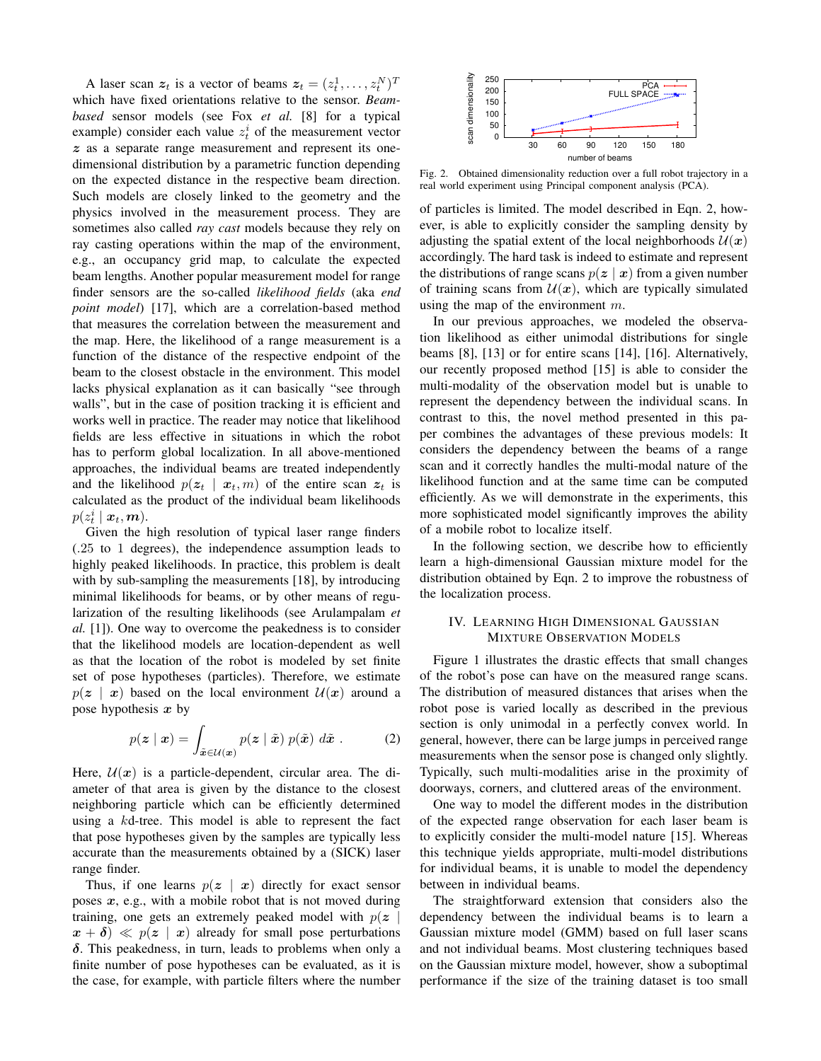A laser scan $\boldsymbol{z}_t$ is a vector of beams $\boldsymbol{z}_t = (z_t^1, \ldots, z_t^N)^T$ which have fixed orientations relative to the sensor. *Beam-based* sensor models (see Fox *et al.* [8] for a typical example) consider each value $z_t^i$ of the measurement vector $\boldsymbol{z}$ as a separate range measurement and represent its one-dimensional distribution by a parametric function depending on the expected distance in the respective beam direction. Such models are closely linked to the geometry and the physics involved in the measurement process. They are sometimes also called *ray cast* models because they rely on ray casting operations within the map of the environment, e.g., an occupancy grid map, to calculate the expected beam lengths. Another popular measurement model for range finder sensors are the so-called *likelihood fields* (aka *end point model*) [17], which are a correlation-based method that measures the correlation between the measurement and the map. Here, the likelihood of a range measurement is a function of the distance of the respective endpoint of the beam to the closest obstacle in the environment. This model lacks physical explanation as it can basically "see through walls", but in the case of position tracking it is efficient and works well in practice. The reader may notice that likelihood fields are less effective in situations in which the robot has to perform global localization. In all above-mentioned approaches, the individual beams are treated independently and the likelihood $p(\boldsymbol{z}_t \mid \boldsymbol{x}_t, m)$ of the entire scan $\boldsymbol{z}_t$ is calculated as the product of the individual beam likelihoods $p(z_t^i \mid \boldsymbol{x}_t, \boldsymbol{m})$.

Given the high resolution of typical laser range finders (.25 to 1 degrees), the independence assumption leads to highly peaked likelihoods. In practice, this problem is dealt with by sub-sampling the measurements [18], by introducing minimal likelihoods for beams, or by other means of regularization of the resulting likelihoods (see Arulampalam *et al.* [1]). One way to overcome the peakedness is to consider that the likelihood models are location-dependent as well as that the location of the robot is modeled by set finite set of pose hypotheses (particles). Therefore, we estimate $p(\boldsymbol{z} \mid \boldsymbol{x})$ based on the local environment $\mathcal{U}(\boldsymbol{x})$ around a pose hypothesis $\boldsymbol{x}$ by

$$p(\boldsymbol{z} \mid \boldsymbol{x}) = \int_{\tilde{\boldsymbol{x}} \in \mathcal{U}(\boldsymbol{x})} p(\boldsymbol{z} \mid \tilde{\boldsymbol{x}})\, p(\tilde{\boldsymbol{x}})\, d\tilde{\boldsymbol{x}} \,. \qquad (2)$$

Here, $\mathcal{U}(\boldsymbol{x})$ is a particle-dependent, circular area. The diameter of that area is given by the distance to the closest neighboring particle which can be efficiently determined using a $k$d-tree. This model is able to represent the fact that pose hypotheses given by the samples are typically less accurate than the measurements obtained by a (SICK) laser range finder.

Thus, if one learns $p(\boldsymbol{z} \mid \boldsymbol{x})$ directly for exact sensor poses $\boldsymbol{x}$, e.g., with a mobile robot that is not moved during training, one gets an extremely peaked model with $p(\boldsymbol{z} \mid \boldsymbol{x} + \boldsymbol{\delta}) \ll p(\boldsymbol{z} \mid \boldsymbol{x})$ already for small pose perturbations $\boldsymbol{\delta}$. This peakedness, in turn, leads to problems when only a finite number of pose hypotheses can be evaluated, as it is the case, for example, with particle filters where the number of particles is limited. The model described in Eqn. 2, however, is able to explicitly consider the sampling density by adjusting the spatial extent of the local neighborhoods $\mathcal{U}(\boldsymbol{x})$ accordingly. The hard task is indeed to estimate and represent the distributions of range scans $p(\boldsymbol{z} \mid \boldsymbol{x})$ from a given number of training scans from $\mathcal{U}(\boldsymbol{x})$, which are typically simulated using the map of the environment $m$.

Fig. 2. Obtained dimensionality reduction over a full robot trajectory in a real world experiment using Principal component analysis (PCA).

In our previous approaches, we modeled the observation likelihood as either unimodal distributions for single beams [8], [13] or for entire scans [14], [16]. Alternatively, our recently proposed method [15] is able to consider the multi-modality of the observation model but is unable to represent the dependency between the individual scans. In contrast to this, the novel method presented in this paper combines the advantages of these previous models: It considers the dependency between the beams of a range scan and it correctly handles the multi-modal nature of the likelihood function and at the same time can be computed efficiently. As we will demonstrate in the experiments, this more sophisticated model significantly improves the ability of a mobile robot to localize itself.

In the following section, we describe how to efficiently learn a high-dimensional Gaussian mixture model for the distribution obtained by Eqn. 2 to improve the robustness of the localization process.

## IV. Learning High Dimensional Gaussian Mixture Observation Models

Figure 1 illustrates the drastic effects that small changes of the robot's pose can have on the measured range scans. The distribution of measured distances that arises when the robot pose is varied locally as described in the previous section is only unimodal in a perfectly convex world. In general, however, there can be large jumps in perceived range measurements when the sensor pose is changed only slightly. Typically, such multi-modalities arise in the proximity of doorways, corners, and cluttered areas of the environment.

One way to model the different modes in the distribution of the expected range observation for each laser beam is to explicitly consider the multi-model nature [15]. Whereas this technique yields appropriate, multi-model distributions for individual beams, it is unable to model the dependency between in individual beams.

The straightforward extension that considers also the dependency between the individual beams is to learn a Gaussian mixture model (GMM) based on full laser scans and not individual beams. Most clustering techniques based on the Gaussian mixture model, however, show a suboptimal performance if the size of the training dataset is too small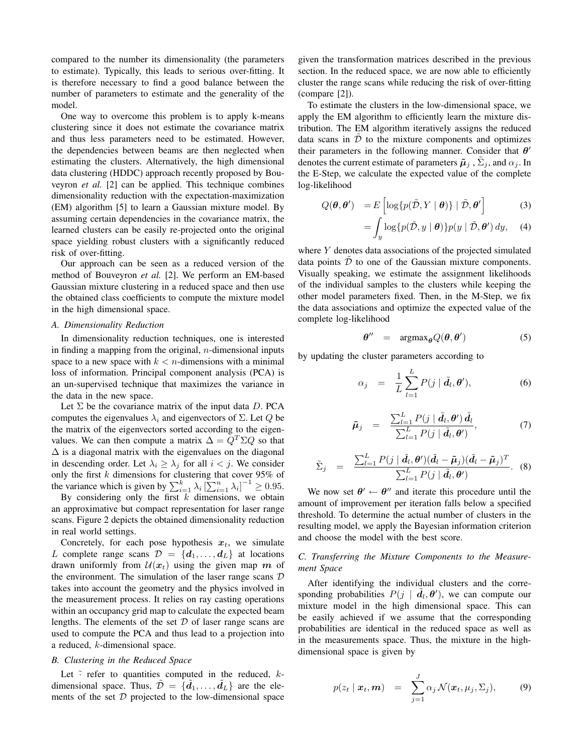compared to the number its dimensionality (the parameters to estimate). Typically, this leads to serious over-fitting. It is therefore necessary to find a good balance between the number of parameters to estimate and the generality of the model.

One way to overcome this problem is to apply k-means clustering since it does not estimate the covariance matrix and thus less parameters need to be estimated. However, the dependencies between beams are then neglected when estimating the clusters. Alternatively, the high dimensional data clustering (HDDC) approach recently proposed by Bouveyron *et al.* [2] can be applied. This technique combines dimensionality reduction with the expectation-maximization (EM) algorithm [5] to learn a Gaussian mixture model. By assuming certain dependencies in the covariance matrix, the learned clusters can be easily re-projected onto the original space yielding robust clusters with a significantly reduced risk of over-fitting.

Our approach can be seen as a reduced version of the method of Bouveyron *et al.* [2]. We perform an EM-based Gaussian mixture clustering in a reduced space and then use the obtained class coefficients to compute the mixture model in the high dimensional space.

### *A. Dimensionality Reduction*

In dimensionality reduction techniques, one is interested in finding a mapping from the original, $n$-dimensional inputs space to a new space with $k < n$-dimensions with a minimal loss of information. Principal component analysis (PCA) is an un-supervised technique that maximizes the variance in the data in the new space.

Let $\Sigma$ be the covariance matrix of the input data $D$. PCA computes the eigenvalues $\lambda_i$ and eigenvectors of $\Sigma$. Let $Q$ be the matrix of the eigenvectors sorted according to the eigenvalues. We can then compute a matrix $\Delta = Q^T \Sigma Q$ so that $\Delta$ is a diagonal matrix with the eigenvalues on the diagonal in descending order. Let $\lambda_i \geq \lambda_j$ for all $i < j$. We consider only the first $k$ dimensions for clustering that cover 95% of the variance which is given by $\sum_{i=1}^{k} \lambda_i \left[\sum_{i=1}^{n} \lambda_i\right]^{-1} \geq 0.95$.

By considering only the first $k$ dimensions, we obtain an approximative but compact representation for laser range scans. Figure 2 depicts the obtained dimensionality reduction in real world settings.

Concretely, for each pose hypothesis $\boldsymbol{x}_t$, we simulate $L$ complete range scans $\mathcal{D} = \{\boldsymbol{d}_1, \ldots, \boldsymbol{d}_L\}$ at locations drawn uniformly from $\mathcal{U}(\boldsymbol{x}_t)$ using the given map $\boldsymbol{m}$ of the environment. The simulation of the laser range scans $\mathcal{D}$ takes into account the geometry and the physics involved in the measurement process. It relies on ray casting operations within an occupancy grid map to calculate the expected beam lengths. The elements of the set $\mathcal{D}$ of laser range scans are used to compute the PCA and thus lead to a projection into a reduced, $k$-dimensional space.

### *B. Clustering in the Reduced Space*

Let $\tilde{\cdot}$ refer to quantities computed in the reduced, $k$-dimensional space. Thus, $\tilde{\mathcal{D}} = \{\tilde{\boldsymbol{d}}_1, \ldots, \tilde{\boldsymbol{d}}_L\}$ are the elements of the set $\mathcal{D}$ projected to the low-dimensional space given the transformation matrices described in the previous section. In the reduced space, we are now able to efficiently cluster the range scans while reducing the risk of over-fitting (compare [2]).

To estimate the clusters in the low-dimensional space, we apply the EM algorithm to efficiently learn the mixture distribution. The EM algorithm iteratively assigns the reduced data scans in $\tilde{\mathcal{D}}$ to the mixture components and optimizes their parameters in the following manner. Consider that $\boldsymbol{\theta}'$ denotes the current estimate of parameters $\tilde{\boldsymbol{\mu}}_j$, $\tilde{\Sigma}_j$, and $\alpha_j$. In the E-Step, we calculate the expected value of the complete log-likelihood

$$Q(\boldsymbol{\theta}, \boldsymbol{\theta}') = E\left[\log\{p(\tilde{\mathcal{D}}, Y \mid \boldsymbol{\theta})\} \mid \tilde{\mathcal{D}}, \boldsymbol{\theta}'\right] \quad (3)$$

$$= \int_y \log\{p(\tilde{\mathcal{D}}, y \mid \boldsymbol{\theta})\} p(y \mid \tilde{\mathcal{D}}, \boldsymbol{\theta}')\, dy, \quad (4)$$

where $Y$ denotes data associations of the projected simulated data points $\tilde{\mathcal{D}}$ to one of the Gaussian mixture components. Visually speaking, we estimate the assignment likelihoods of the individual samples to the clusters while keeping the other model parameters fixed. Then, in the M-Step, we fix the data associations and optimize the expected value of the complete log-likelihood

$$\boldsymbol{\theta}'' = \mathrm{argmax}_{\boldsymbol{\theta}} Q(\boldsymbol{\theta}, \boldsymbol{\theta}') \quad (5)$$

by updating the cluster parameters according to

$$\alpha_j = \frac{1}{L} \sum_{l=1}^{L} P(j \mid \tilde{\boldsymbol{d}}_l, \boldsymbol{\theta}'), \quad (6)$$

$$\tilde{\boldsymbol{\mu}}_j = \frac{\sum_{l=1}^{L} P(j \mid \tilde{\boldsymbol{d}}_l, \boldsymbol{\theta}')\, \tilde{\boldsymbol{d}}_l}{\sum_{l=1}^{L} P(j \mid \tilde{\boldsymbol{d}}_l, \boldsymbol{\theta}')}, \quad (7)$$

$$\tilde{\Sigma}_j = \frac{\sum_{l=1}^{L} P(j \mid \tilde{\boldsymbol{d}}_l, \boldsymbol{\theta}')(\tilde{\boldsymbol{d}}_l - \tilde{\boldsymbol{\mu}}_j)(\tilde{\boldsymbol{d}}_l - \tilde{\boldsymbol{\mu}}_j)^T}{\sum_{l=1}^{L} P(j \mid \tilde{\boldsymbol{d}}_l, \boldsymbol{\theta}')}. \quad (8)$$

We now set $\boldsymbol{\theta}' \leftarrow \boldsymbol{\theta}''$ and iterate this procedure until the amount of improvement per iteration falls below a specified threshold. To determine the actual number of clusters in the resulting model, we apply the Bayesian information criterion and choose the model with the best score.

### *C. Transferring the Mixture Components to the Measurement Space*

After identifying the individual clusters and the corresponding probabilities $P(j \mid \tilde{\boldsymbol{d}}_l, \boldsymbol{\theta}')$, we can compute our mixture model in the high dimensional space. This can be easily achieved if we assume that the corresponding probabilities are identical in the reduced space as well as in the measurements space. Thus, the mixture in the high-dimensional space is given by

$$p(z_t \mid \boldsymbol{x}_t, \boldsymbol{m}) = \sum_{j=1}^{J} \alpha_j \mathcal{N}(\boldsymbol{x}_t, \mu_j, \Sigma_j), \quad (9)$$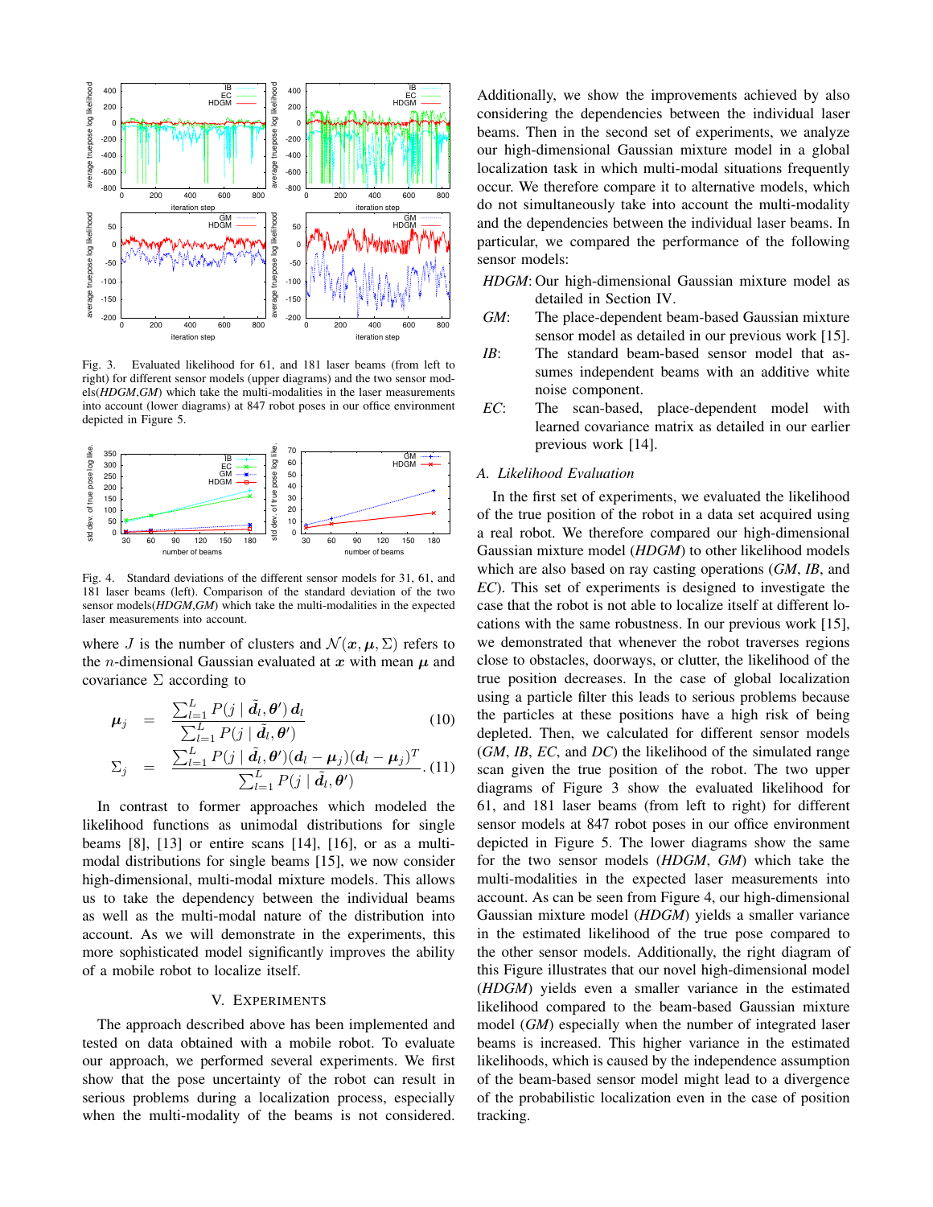Fig. 3. Evaluated likelihood for 61, and 181 laser beams (from left to right) for different sensor models (upper diagrams) and the two sensor models(*HDGM*,*GM*) which take the multi-modalities in the laser measurements into account (lower diagrams) at 847 robot poses in our office environment depicted in Figure 5.

Fig. 4. Standard deviations of the different sensor models for 31, 61, and 181 laser beams (left). Comparison of the standard deviation of the two sensor models(*HDGM*,*GM*) which take the multi-modalities in the expected laser measurements into account.

where $J$ is the number of clusters and $\mathcal{N}(\boldsymbol{x}, \boldsymbol{\mu}, \Sigma)$ refers to the $n$-dimensional Gaussian evaluated at $\boldsymbol{x}$ with mean $\boldsymbol{\mu}$ and covariance $\Sigma$ according to

$$\boldsymbol{\mu}_j = \frac{\sum_{l=1}^{L} P(j \mid \tilde{\boldsymbol{d}}_l, \boldsymbol{\theta}')\, \boldsymbol{d}_l}{\sum_{l=1}^{L} P(j \mid \tilde{\boldsymbol{d}}_l, \boldsymbol{\theta}')} \quad (10)$$

$$\Sigma_j = \frac{\sum_{l=1}^{L} P(j \mid \tilde{\boldsymbol{d}}_l, \boldsymbol{\theta}')(\boldsymbol{d}_l - \boldsymbol{\mu}_j)(\boldsymbol{d}_l - \boldsymbol{\mu}_j)^T}{\sum_{l=1}^{L} P(j \mid \tilde{\boldsymbol{d}}_l, \boldsymbol{\theta}')}. \quad (11)$$

In contrast to former approaches which modeled the likelihood functions as unimodal distributions for single beams [8], [13] or entire scans [14], [16], or as a multi-modal distributions for single beams [15], we now consider high-dimensional, multi-modal mixture models. This allows us to take the dependency between the individual beams as well as the multi-modal nature of the distribution into account. As we will demonstrate in the experiments, this more sophisticated model significantly improves the ability of a mobile robot to localize itself.

## V. Experiments

The approach described above has been implemented and tested on data obtained with a mobile robot. To evaluate our approach, we performed several experiments. We first show that the pose uncertainty of the robot can result in serious problems during a localization process, especially when the multi-modality of the beams is not considered. Additionally, we show the improvements achieved by also considering the dependencies between the individual laser beams. Then in the second set of experiments, we analyze our high-dimensional Gaussian mixture model in a global localization task in which multi-modal situations frequently occur. We therefore compare it to alternative models, which do not simultaneously take into account the multi-modality and the dependencies between the individual laser beams. In particular, we compared the performance of the following sensor models:

- *HDGM*: Our high-dimensional Gaussian mixture model as detailed in Section IV.
- *GM*: The place-dependent beam-based Gaussian mixture sensor model as detailed in our previous work [15].
- *IB*: The standard beam-based sensor model that assumes independent beams with an additive white noise component.
- *EC*: The scan-based, place-dependent model with learned covariance matrix as detailed in our earlier previous work [14].

### A. Likelihood Evaluation

In the first set of experiments, we evaluated the likelihood of the true position of the robot in a data set acquired using a real robot. We therefore compared our high-dimensional Gaussian mixture model (*HDGM*) to other likelihood models which are also based on ray casting operations (*GM*, *IB*, and *EC*). This set of experiments is designed to investigate the case that the robot is not able to localize itself at different locations with the same robustness. In our previous work [15], we demonstrated that whenever the robot traverses regions close to obstacles, doorways, or clutter, the likelihood of the true position decreases. In the case of global localization using a particle filter this leads to serious problems because the particles at these positions have a high risk of being depleted. Then, we calculated for different sensor models (*GM*, *IB*, *EC*, and *DC*) the likelihood of the simulated range scan given the true position of the robot. The two upper diagrams of Figure 3 show the evaluated likelihood for 61, and 181 laser beams (from left to right) for different sensor models at 847 robot poses in our office environment depicted in Figure 5. The lower diagrams show the same for the two sensor models (*HDGM*, *GM*) which take the multi-modalities in the expected laser measurements into account. As can be seen from Figure 4, our high-dimensional Gaussian mixture model (*HDGM*) yields a smaller variance in the estimated likelihood of the true pose compared to the other sensor models. Additionally, the right diagram of this Figure illustrates that our novel high-dimensional model (*HDGM*) yields even a smaller variance in the estimated likelihood compared to the beam-based Gaussian mixture model (*GM*) especially when the number of integrated laser beams is increased. This higher variance in the estimated likelihoods, which is caused by the independence assumption of the beam-based sensor model might lead to a divergence of the probabilistic localization even in the case of position tracking.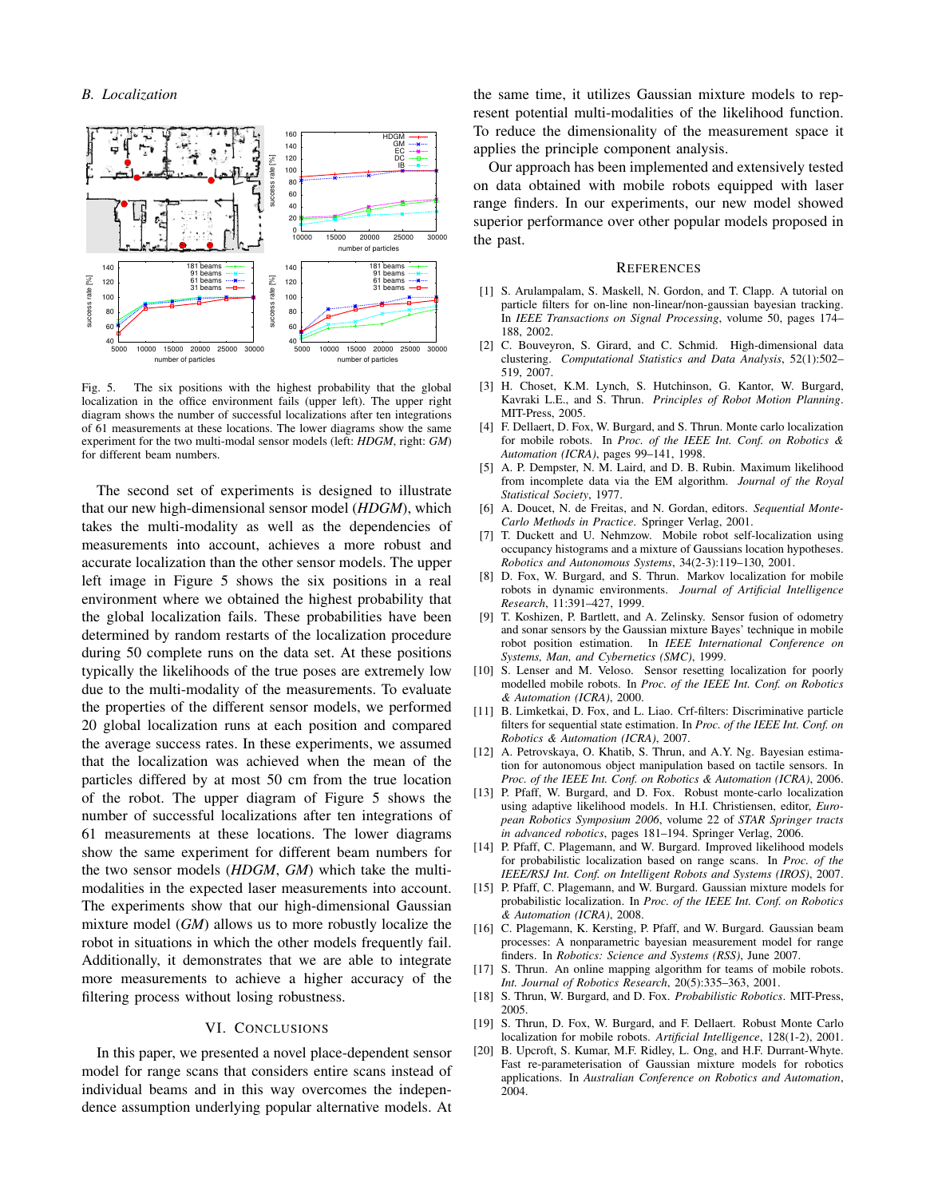### B. Localization

160
140
120
100
80
60
40
20
0
success rate [%]
10000 15000 20000 25000 30000
number of particles
HDGM
GM
EC
DC
IB

140
120
100
80
60
40
success rate [%]
5000 10000 15000 20000 25000 30000
number of particles
181 beams
91 beams
61 beams
31 beams

140
120
100
80
60
40
success rate [%]
5000 10000 15000 20000 25000 30000
number of particles
181 beams
91 beams
61 beams
31 beams

Fig. 5. The six positions with the highest probability that the global localization in the office environment fails (upper left). The upper right diagram shows the number of successful localizations after ten integrations of 61 measurements at these locations. The lower diagrams show the same experiment for the two multi-modal sensor models (left: *HDGM*, right: *GM*) for different beam numbers.

The second set of experiments is designed to illustrate that our new high-dimensional sensor model (*HDGM*), which takes the multi-modality as well as the dependencies of measurements into account, achieves a more robust and accurate localization than the other sensor models. The upper left image in Figure 5 shows the six positions in a real environment where we obtained the highest probability that the global localization fails. These probabilities have been determined by random restarts of the localization procedure during 50 complete runs on the data set. At these positions typically the likelihoods of the true poses are extremely low due to the multi-modality of the measurements. To evaluate the properties of the different sensor models, we performed 20 global localization runs at each position and compared the average success rates. In these experiments, we assumed that the localization was achieved when the mean of the particles differed by at most 50 cm from the true location of the robot. The upper diagram of Figure 5 shows the number of successful localizations after ten integrations of 61 measurements at these locations. The lower diagrams show the same experiment for different beam numbers for the two sensor models (*HDGM*, *GM*) which take the multi-modalities in the expected laser measurements into account. The experiments show that our high-dimensional Gaussian mixture model (*GM*) allows us to more robustly localize the robot in situations in which the other models frequently fail. Additionally, it demonstrates that we are able to integrate more measurements to achieve a higher accuracy of the filtering process without losing robustness.

## VI. Conclusions

In this paper, we presented a novel place-dependent sensor model for range scans that considers entire scans instead of individual beams and in this way overcomes the independence assumption underlying popular alternative models. At the same time, it utilizes Gaussian mixture models to represent potential multi-modalities of the likelihood function. To reduce the dimensionality of the measurement space it applies the principle component analysis.

Our approach has been implemented and extensively tested on data obtained with mobile robots equipped with laser range finders. In our experiments, our new model showed superior performance over other popular models proposed in the past.

## References

[1] S. Arulampalam, S. Maskell, N. Gordon, and T. Clapp. A tutorial on particle filters for on-line non-linear/non-gaussian bayesian tracking. In *IEEE Transactions on Signal Processing*, volume 50, pages 174–188, 2002.

[2] C. Bouveyron, S. Girard, and C. Schmid. High-dimensional data clustering. *Computational Statistics and Data Analysis*, 52(1):502–519, 2007.

[3] H. Choset, K.M. Lynch, S. Hutchinson, G. Kantor, W. Burgard, Kavraki L.E., and S. Thrun. *Principles of Robot Motion Planning*. MIT-Press, 2005.

[4] F. Dellaert, D. Fox, W. Burgard, and S. Thrun. Monte carlo localization for mobile robots. In *Proc. of the IEEE Int. Conf. on Robotics & Automation (ICRA)*, pages 99–141, 1998.

[5] A. P. Dempster, N. M. Laird, and D. B. Rubin. Maximum likelihood from incomplete data via the EM algorithm. *Journal of the Royal Statistical Society*, 1977.

[6] A. Doucet, N. de Freitas, and N. Gordan, editors. *Sequential Monte-Carlo Methods in Practice*. Springer Verlag, 2001.

[7] T. Duckett and U. Nehmzow. Mobile robot self-localization using occupancy histograms and a mixture of Gaussians location hypotheses. *Robotics and Autonomous Systems*, 34(2-3):119–130, 2001.

[8] D. Fox, W. Burgard, and S. Thrun. Markov localization for mobile robots in dynamic environments. *Journal of Artificial Intelligence Research*, 11:391–427, 1999.

[9] T. Koshizen, P. Bartlett, and A. Zelinsky. Sensor fusion of odometry and sonar sensors by the Gaussian mixture Bayes' technique in mobile robot position estimation. In *IEEE International Conference on Systems, Man, and Cybernetics (SMC)*, 1999.

[10] S. Lenser and M. Veloso. Sensor resetting localization for poorly modelled mobile robots. In *Proc. of the IEEE Int. Conf. on Robotics & Automation (ICRA)*, 2000.

[11] B. Limketkai, D. Fox, and L. Liao. Crf-filters: Discriminative particle filters for sequential state estimation. In *Proc. of the IEEE Int. Conf. on Robotics & Automation (ICRA)*, 2007.

[12] A. Petrovskaya, O. Khatib, S. Thrun, and A.Y. Ng. Bayesian estimation for autonomous object manipulation based on tactile sensors. In *Proc. of the IEEE Int. Conf. on Robotics & Automation (ICRA)*, 2006.

[13] P. Pfaff, W. Burgard, and D. Fox. Robust monte-carlo localization using adaptive likelihood models. In H.I. Christiensen, editor, *European Robotics Symposium 2006*, volume 22 of *STAR Springer tracts in advanced robotics*, pages 181–194. Springer Verlag, 2006.

[14] P. Pfaff, C. Plagemann, and W. Burgard. Improved likelihood models for probabilistic localization based on range scans. In *Proc. of the IEEE/RSJ Int. Conf. on Intelligent Robots and Systems (IROS)*, 2007.

[15] P. Pfaff, C. Plagemann, and W. Burgard. Gaussian mixture models for probabilistic localization. In *Proc. of the IEEE Int. Conf. on Robotics & Automation (ICRA)*, 2008.

[16] C. Plagemann, K. Kersting, P. Pfaff, and W. Burgard. Gaussian beam processes: A nonparametric bayesian measurement model for range finders. In *Robotics: Science and Systems (RSS)*, June 2007.

[17] S. Thrun. An online mapping algorithm for teams of mobile robots. *Int. Journal of Robotics Research*, 20(5):335–363, 2001.

[18] S. Thrun, W. Burgard, and D. Fox. *Probabilistic Robotics*. MIT-Press, 2005.

[19] S. Thrun, D. Fox, W. Burgard, and F. Dellaert. Robust Monte Carlo localization for mobile robots. *Artificial Intelligence*, 128(1-2), 2001.

[20] B. Upcroft, S. Kumar, M.F. Ridley, L. Ong, and H.F. Durrant-Whyte. Fast re-parameterisation of Gaussian mixture models for robotics applications. In *Australian Conference on Robotics and Automation*, 2004.